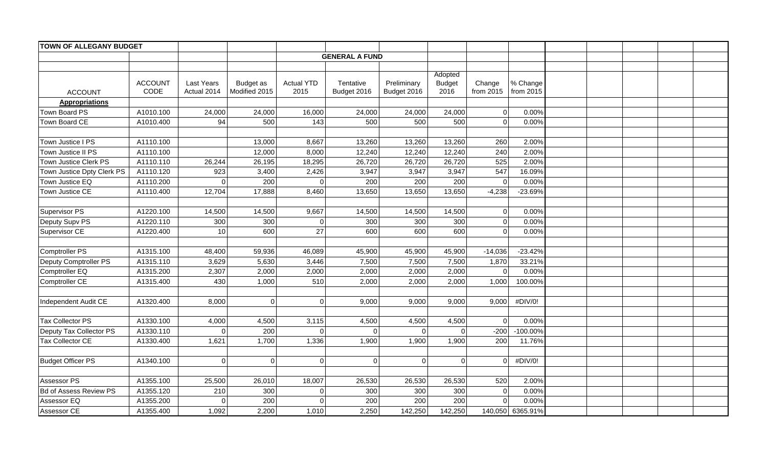| TOWN OF ALLEGANY BUDGET | | | | | | | | | |
|---|---|---|---|---|---|---|---|---|---|
| | | | | | GENERAL A FUND | | | | |
| ACCOUNT | ACCOUNT CODE | Last Years Actual 2014 | Budget as Modified 2015 | Actual YTD 2015 | Tentative Budget 2016 | Preliminary Budget 2016 | Adopted Budget 2016 | Change from 2015 | % Change from 2015 |
| **Appropriations** | | | | | | | | | |
| Town Board PS | A1010.100 | 24,000 | 24,000 | 16,000 | 24,000 | 24,000 | 24,000 | 0 | 0.00% |
| Town Board CE | A1010.400 | 94 | 500 | 143 | 500 | 500 | 500 | 0 | 0.00% |
| | | | | | | | | | |
| Town Justice I PS | A1110.100 | | 13,000 | 8,667 | 13,260 | 13,260 | 13,260 | 260 | 2.00% |
| Town Justice II PS | A1110.100 | | 12,000 | 8,000 | 12,240 | 12,240 | 12,240 | 240 | 2.00% |
| Town Justice Clerk PS | A1110.110 | 26,244 | 26,195 | 18,295 | 26,720 | 26,720 | 26,720 | 525 | 2.00% |
| Town Justice Dpty Clerk PS | A1110.120 | 923 | 3,400 | 2,426 | 3,947 | 3,947 | 3,947 | 547 | 16.09% |
| Town Justice EQ | A1110.200 | 0 | 200 | 0 | 200 | 200 | 200 | 0 | 0.00% |
| Town Justice CE | A1110.400 | 12,704 | 17,888 | 8,460 | 13,650 | 13,650 | 13,650 | -4,238 | -23.69% |
| | | | | | | | | | |
| Supervisor PS | A1220.100 | 14,500 | 14,500 | 9,667 | 14,500 | 14,500 | 14,500 | 0 | 0.00% |
| Deputy Supv PS | A1220.110 | 300 | 300 | 0 | 300 | 300 | 300 | 0 | 0.00% |
| Supervisor CE | A1220.400 | 10 | 600 | 27 | 600 | 600 | 600 | 0 | 0.00% |
| | | | | | | | | | |
| Comptroller PS | A1315.100 | 48,400 | 59,936 | 46,089 | 45,900 | 45,900 | 45,900 | -14,036 | -23.42% |
| Deputy Comptroller PS | A1315.110 | 3,629 | 5,630 | 3,446 | 7,500 | 7,500 | 7,500 | 1,870 | 33.21% |
| Comptroller EQ | A1315.200 | 2,307 | 2,000 | 2,000 | 2,000 | 2,000 | 2,000 | 0 | 0.00% |
| Comptroller CE | A1315.400 | 430 | 1,000 | 510 | 2,000 | 2,000 | 2,000 | 1,000 | 100.00% |
| | | | | | | | | | |
| Independent Audit CE | A1320.400 | 8,000 | 0 | 0 | 9,000 | 9,000 | 9,000 | 9,000 | #DIV/0! |
| | | | | | | | | | |
| Tax Collector PS | A1330.100 | 4,000 | 4,500 | 3,115 | 4,500 | 4,500 | 4,500 | 0 | 0.00% |
| Deputy Tax Collector PS | A1330.110 | 0 | 200 | 0 | 0 | 0 | 0 | -200 | -100.00% |
| Tax Collector CE | A1330.400 | 1,621 | 1,700 | 1,336 | 1,900 | 1,900 | 1,900 | 200 | 11.76% |
| | | | | | | | | | |
| Budget Officer PS | A1340.100 | 0 | 0 | 0 | 0 | 0 | 0 | 0 | #DIV/0! |
| | | | | | | | | | |
| Assessor PS | A1355.100 | 25,500 | 26,010 | 18,007 | 26,530 | 26,530 | 26,530 | 520 | 2.00% |
| Bd of Assess Review PS | A1355.120 | 210 | 300 | 0 | 300 | 300 | 300 | 0 | 0.00% |
| Assessor EQ | A1355.200 | 0 | 200 | 0 | 200 | 200 | 200 | 0 | 0.00% |
| Assessor CE | A1355.400 | 1,092 | 2,200 | 1,010 | 2,250 | 142,250 | 142,250 | 140,050 | 6365.91% |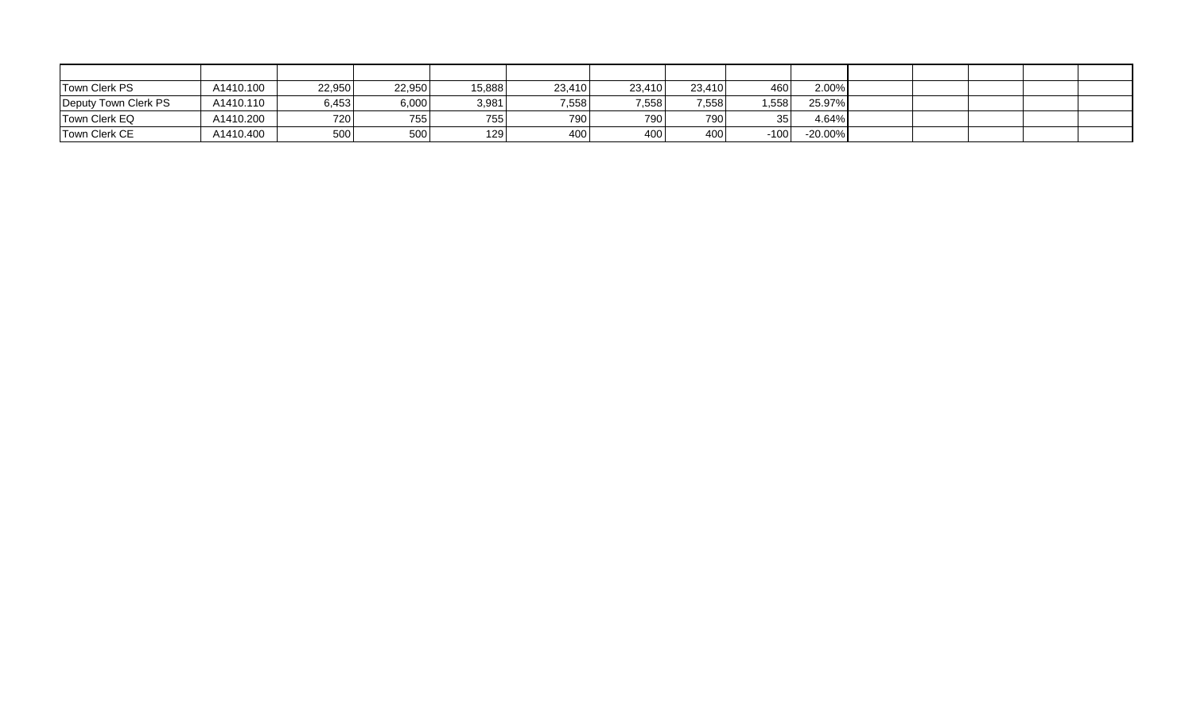| | | | | | | | | | | | | | | |
|---|---|---|---|---|---|---|---|---|---|---|---|---|---|---|
| Town Clerk PS | A1410.100 | 22,950 | 22,950 | 15,888 | 23,410 | 23,410 | 23,410 | 460 | 2.00% | | | | | |
| Deputy Town Clerk PS | A1410.110 | 6,453 | 6,000 | 3,981 | 7,558 | 7,558 | 7,558 | 1,558 | 25.97% | | | | | |
| Town Clerk EQ | A1410.200 | 720 | 755 | 755 | 790 | 790 | 790 | 35 | 4.64% | | | | | |
| Town Clerk CE | A1410.400 | 500 | 500 | 129 | 400 | 400 | 400 | -100 | -20.00% | | | | | |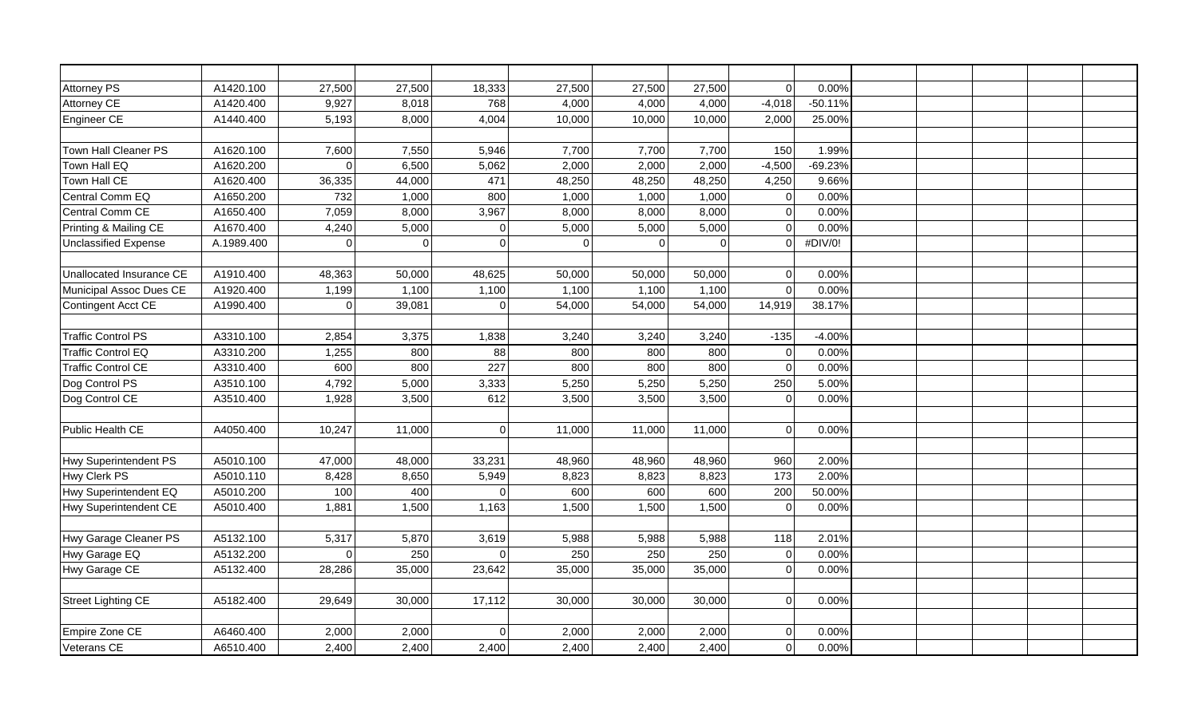| | | | | | | | | | | | | | | |
|---|---|---|---|---|---|---|---|---|---|---|---|---|---|---|
| Attorney PS | A1420.100 | 27,500 | 27,500 | 18,333 | 27,500 | 27,500 | 27,500 | 0 | 0.00% | | | | | |
| Attorney CE | A1420.400 | 9,927 | 8,018 | 768 | 4,000 | 4,000 | 4,000 | -4,018 | -50.11% | | | | | |
| Engineer CE | A1440.400 | 5,193 | 8,000 | 4,004 | 10,000 | 10,000 | 10,000 | 2,000 | 25.00% | | | | | |
| | | | | | | | | | | | | | | |
| Town Hall Cleaner PS | A1620.100 | 7,600 | 7,550 | 5,946 | 7,700 | 7,700 | 7,700 | 150 | 1.99% | | | | | |
| Town Hall EQ | A1620.200 | 0 | 6,500 | 5,062 | 2,000 | 2,000 | 2,000 | -4,500 | -69.23% | | | | | |
| Town Hall CE | A1620.400 | 36,335 | 44,000 | 471 | 48,250 | 48,250 | 48,250 | 4,250 | 9.66% | | | | | |
| Central Comm EQ | A1650.200 | 732 | 1,000 | 800 | 1,000 | 1,000 | 1,000 | 0 | 0.00% | | | | | |
| Central Comm CE | A1650.400 | 7,059 | 8,000 | 3,967 | 8,000 | 8,000 | 8,000 | 0 | 0.00% | | | | | |
| Printing & Mailing CE | A1670.400 | 4,240 | 5,000 | 0 | 5,000 | 5,000 | 5,000 | 0 | 0.00% | | | | | |
| Unclassified Expense | A.1989.400 | 0 | 0 | 0 | 0 | 0 | 0 | 0 | #DIV/0! | | | | | |
| | | | | | | | | | | | | | | |
| Unallocated Insurance CE | A1910.400 | 48,363 | 50,000 | 48,625 | 50,000 | 50,000 | 50,000 | 0 | 0.00% | | | | | |
| Municipal Assoc Dues CE | A1920.400 | 1,199 | 1,100 | 1,100 | 1,100 | 1,100 | 1,100 | 0 | 0.00% | | | | | |
| Contingent Acct CE | A1990.400 | 0 | 39,081 | 0 | 54,000 | 54,000 | 54,000 | 14,919 | 38.17% | | | | | |
| | | | | | | | | | | | | | | |
| Traffic Control PS | A3310.100 | 2,854 | 3,375 | 1,838 | 3,240 | 3,240 | 3,240 | -135 | -4.00% | | | | | |
| Traffic Control EQ | A3310.200 | 1,255 | 800 | 88 | 800 | 800 | 800 | 0 | 0.00% | | | | | |
| Traffic Control CE | A3310.400 | 600 | 800 | 227 | 800 | 800 | 800 | 0 | 0.00% | | | | | |
| Dog Control PS | A3510.100 | 4,792 | 5,000 | 3,333 | 5,250 | 5,250 | 5,250 | 250 | 5.00% | | | | | |
| Dog Control CE | A3510.400 | 1,928 | 3,500 | 612 | 3,500 | 3,500 | 3,500 | 0 | 0.00% | | | | | |
| | | | | | | | | | | | | | | |
| Public Health CE | A4050.400 | 10,247 | 11,000 | 0 | 11,000 | 11,000 | 11,000 | 0 | 0.00% | | | | | |
| | | | | | | | | | | | | | | |
| Hwy Superintendent PS | A5010.100 | 47,000 | 48,000 | 33,231 | 48,960 | 48,960 | 48,960 | 960 | 2.00% | | | | | |
| Hwy Clerk PS | A5010.110 | 8,428 | 8,650 | 5,949 | 8,823 | 8,823 | 8,823 | 173 | 2.00% | | | | | |
| Hwy Superintendent EQ | A5010.200 | 100 | 400 | 0 | 600 | 600 | 600 | 200 | 50.00% | | | | | |
| Hwy Superintendent CE | A5010.400 | 1,881 | 1,500 | 1,163 | 1,500 | 1,500 | 1,500 | 0 | 0.00% | | | | | |
| | | | | | | | | | | | | | | |
| Hwy Garage Cleaner PS | A5132.100 | 5,317 | 5,870 | 3,619 | 5,988 | 5,988 | 5,988 | 118 | 2.01% | | | | | |
| Hwy Garage EQ | A5132.200 | 0 | 250 | 0 | 250 | 250 | 250 | 0 | 0.00% | | | | | |
| Hwy Garage CE | A5132.400 | 28,286 | 35,000 | 23,642 | 35,000 | 35,000 | 35,000 | 0 | 0.00% | | | | | |
| | | | | | | | | | | | | | | |
| Street Lighting CE | A5182.400 | 29,649 | 30,000 | 17,112 | 30,000 | 30,000 | 30,000 | 0 | 0.00% | | | | | |
| | | | | | | | | | | | | | | |
| Empire Zone CE | A6460.400 | 2,000 | 2,000 | 0 | 2,000 | 2,000 | 2,000 | 0 | 0.00% | | | | | |
| Veterans CE | A6510.400 | 2,400 | 2,400 | 2,400 | 2,400 | 2,400 | 2,400 | 0 | 0.00% | | | | | |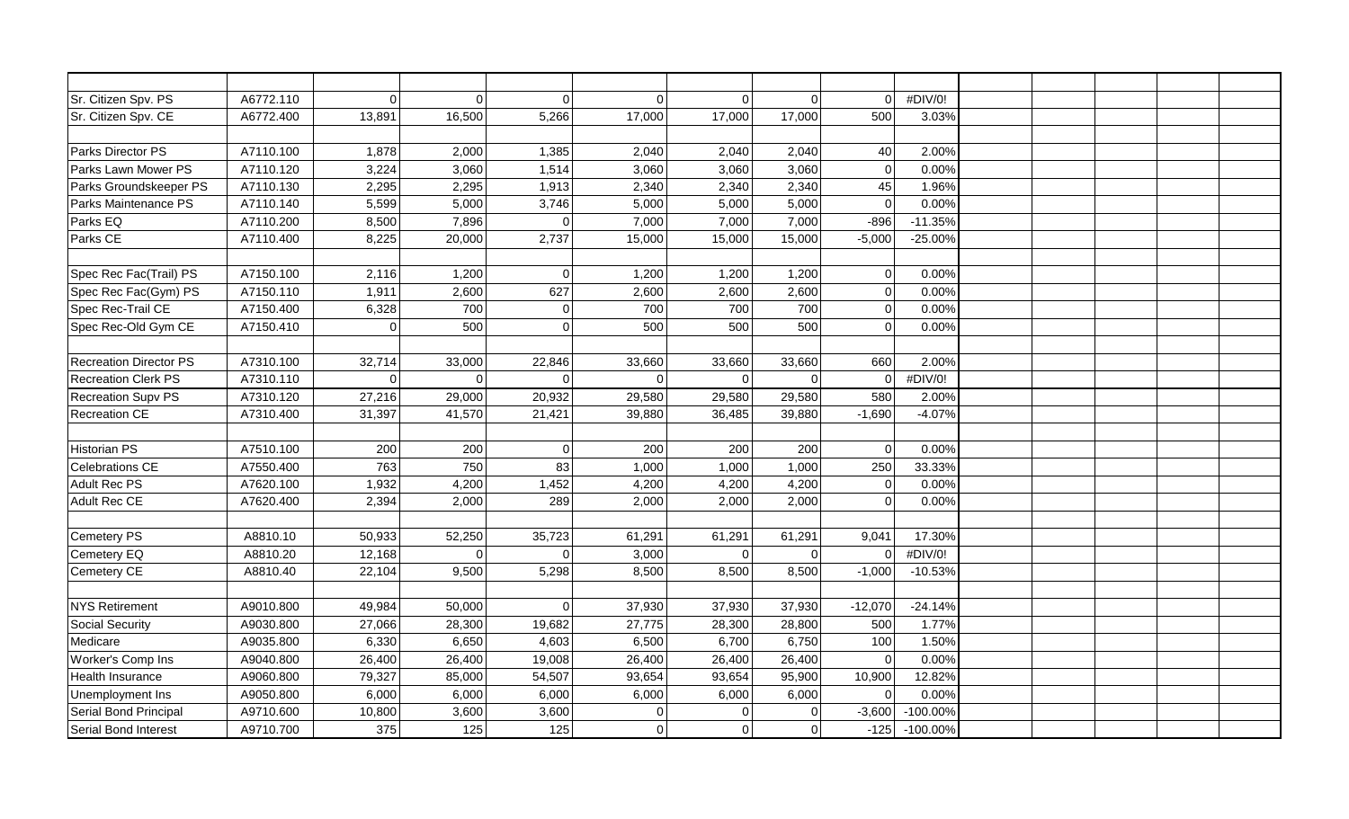| | | | | | | | | | | | | | | |
|---|---|---|---|---|---|---|---|---|---|---|---|---|---|---|
| Sr. Citizen Spv. PS | A6772.110 | 0 | 0 | 0 | 0 | 0 | 0 | 0 | #DIV/0! | | | | | |
| Sr. Citizen Spv. CE | A6772.400 | 13,891 | 16,500 | 5,266 | 17,000 | 17,000 | 17,000 | 500 | 3.03% | | | | | |
| | | | | | | | | | | | | | | |
| Parks Director PS | A7110.100 | 1,878 | 2,000 | 1,385 | 2,040 | 2,040 | 2,040 | 40 | 2.00% | | | | | |
| Parks Lawn Mower PS | A7110.120 | 3,224 | 3,060 | 1,514 | 3,060 | 3,060 | 3,060 | 0 | 0.00% | | | | | |
| Parks Groundskeeper PS | A7110.130 | 2,295 | 2,295 | 1,913 | 2,340 | 2,340 | 2,340 | 45 | 1.96% | | | | | |
| Parks Maintenance PS | A7110.140 | 5,599 | 5,000 | 3,746 | 5,000 | 5,000 | 5,000 | 0 | 0.00% | | | | | |
| Parks EQ | A7110.200 | 8,500 | 7,896 | 0 | 7,000 | 7,000 | 7,000 | -896 | -11.35% | | | | | |
| Parks CE | A7110.400 | 8,225 | 20,000 | 2,737 | 15,000 | 15,000 | 15,000 | -5,000 | -25.00% | | | | | |
| | | | | | | | | | | | | | | |
| Spec Rec Fac(Trail) PS | A7150.100 | 2,116 | 1,200 | 0 | 1,200 | 1,200 | 1,200 | 0 | 0.00% | | | | | |
| Spec Rec Fac(Gym) PS | A7150.110 | 1,911 | 2,600 | 627 | 2,600 | 2,600 | 2,600 | 0 | 0.00% | | | | | |
| Spec Rec-Trail CE | A7150.400 | 6,328 | 700 | 0 | 700 | 700 | 700 | 0 | 0.00% | | | | | |
| Spec Rec-Old Gym CE | A7150.410 | 0 | 500 | 0 | 500 | 500 | 500 | 0 | 0.00% | | | | | |
| | | | | | | | | | | | | | | |
| Recreation Director PS | A7310.100 | 32,714 | 33,000 | 22,846 | 33,660 | 33,660 | 33,660 | 660 | 2.00% | | | | | |
| Recreation Clerk PS | A7310.110 | 0 | 0 | 0 | 0 | 0 | 0 | 0 | #DIV/0! | | | | | |
| Recreation Supv PS | A7310.120 | 27,216 | 29,000 | 20,932 | 29,580 | 29,580 | 29,580 | 580 | 2.00% | | | | | |
| Recreation CE | A7310.400 | 31,397 | 41,570 | 21,421 | 39,880 | 36,485 | 39,880 | -1,690 | -4.07% | | | | | |
| | | | | | | | | | | | | | | |
| Historian PS | A7510.100 | 200 | 200 | 0 | 200 | 200 | 200 | 0 | 0.00% | | | | | |
| Celebrations CE | A7550.400 | 763 | 750 | 83 | 1,000 | 1,000 | 1,000 | 250 | 33.33% | | | | | |
| Adult Rec PS | A7620.100 | 1,932 | 4,200 | 1,452 | 4,200 | 4,200 | 4,200 | 0 | 0.00% | | | | | |
| Adult Rec CE | A7620.400 | 2,394 | 2,000 | 289 | 2,000 | 2,000 | 2,000 | 0 | 0.00% | | | | | |
| | | | | | | | | | | | | | | |
| Cemetery PS | A8810.10 | 50,933 | 52,250 | 35,723 | 61,291 | 61,291 | 61,291 | 9,041 | 17.30% | | | | | |
| Cemetery EQ | A8810.20 | 12,168 | 0 | 0 | 3,000 | 0 | 0 | 0 | #DIV/0! | | | | | |
| Cemetery CE | A8810.40 | 22,104 | 9,500 | 5,298 | 8,500 | 8,500 | 8,500 | -1,000 | -10.53% | | | | | |
| | | | | | | | | | | | | | | |
| NYS Retirement | A9010.800 | 49,984 | 50,000 | 0 | 37,930 | 37,930 | 37,930 | -12,070 | -24.14% | | | | | |
| Social Security | A9030.800 | 27,066 | 28,300 | 19,682 | 27,775 | 28,300 | 28,800 | 500 | 1.77% | | | | | |
| Medicare | A9035.800 | 6,330 | 6,650 | 4,603 | 6,500 | 6,700 | 6,750 | 100 | 1.50% | | | | | |
| Worker's Comp Ins | A9040.800 | 26,400 | 26,400 | 19,008 | 26,400 | 26,400 | 26,400 | 0 | 0.00% | | | | | |
| Health Insurance | A9060.800 | 79,327 | 85,000 | 54,507 | 93,654 | 93,654 | 95,900 | 10,900 | 12.82% | | | | | |
| Unemployment Ins | A9050.800 | 6,000 | 6,000 | 6,000 | 6,000 | 6,000 | 6,000 | 0 | 0.00% | | | | | |
| Serial Bond Principal | A9710.600 | 10,800 | 3,600 | 3,600 | 0 | 0 | 0 | -3,600 | -100.00% | | | | | |
| Serial Bond Interest | A9710.700 | 375 | 125 | 125 | 0 | 0 | 0 | -125 | -100.00% | | | | | |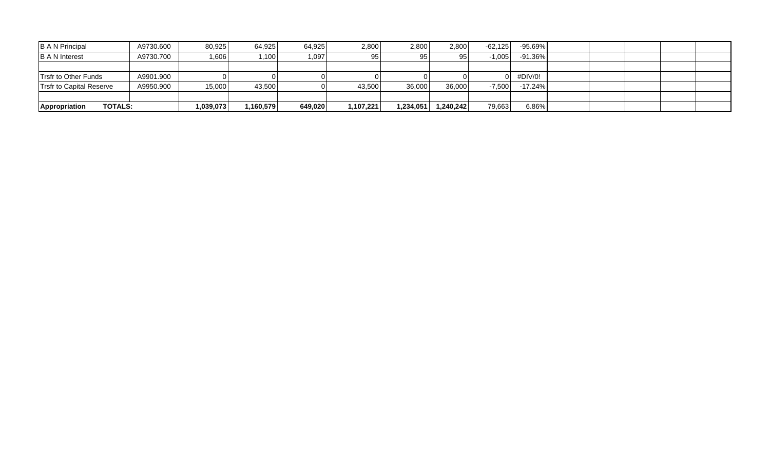| | | | | | | | | | | | | | | |
|---|---|---|---|---|---|---|---|---|---|---|---|---|---|---|
| B A N Principal | A9730.600 | 80,925 | 64,925 | 64,925 | 2,800 | 2,800 | 2,800 | -62,125 | -95.69% | | | | | |
| B A N Interest | A9730.700 | 1,606 | 1,100 | 1,097 | 95 | 95 | 95 | -1,005 | -91.36% | | | | | |
| | | | | | | | | | | | | | | |
| Trsfr to Other Funds | A9901.900 | 0 | 0 | 0 | 0 | 0 | 0 | 0 | #DIV/0! | | | | | |
| Trsfr to Capital Reserve | A9950.900 | 15,000 | 43,500 | 0 | 43,500 | 36,000 | 36,000 | -7,500 | -17.24% | | | | | |
| | | | | | | | | | | | | | | |
| **Appropriation TOTALS:** | | **1,039,073** | **1,160,579** | **649,020** | **1,107,221** | **1,234,051** | **1,240,242** | 79,663 | 6.86% | | | | | |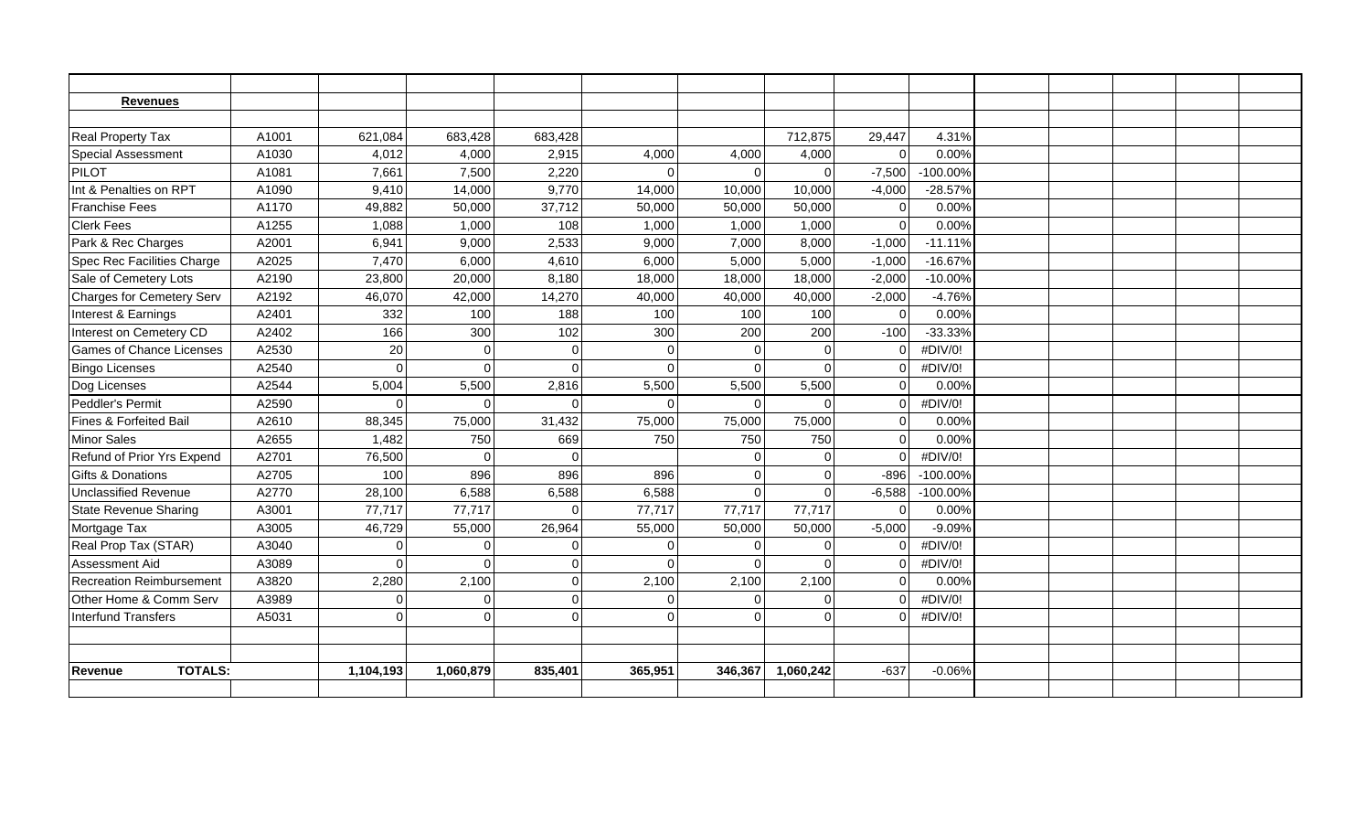| **Revenues** | | | | | | | | | |
|---|---|---|---|---|---|---|---|---|---|
| Real Property Tax | A1001 | 621,084 | 683,428 | 683,428 | | | 712,875 | 29,447 | 4.31% |
| Special Assessment | A1030 | 4,012 | 4,000 | 2,915 | 4,000 | 4,000 | 4,000 | 0 | 0.00% |
| PILOT | A1081 | 7,661 | 7,500 | 2,220 | 0 | 0 | 0 | -7,500 | -100.00% |
| Int & Penalties on RPT | A1090 | 9,410 | 14,000 | 9,770 | 14,000 | 10,000 | 10,000 | -4,000 | -28.57% |
| Franchise Fees | A1170 | 49,882 | 50,000 | 37,712 | 50,000 | 50,000 | 50,000 | 0 | 0.00% |
| Clerk Fees | A1255 | 1,088 | 1,000 | 108 | 1,000 | 1,000 | 1,000 | 0 | 0.00% |
| Park & Rec Charges | A2001 | 6,941 | 9,000 | 2,533 | 9,000 | 7,000 | 8,000 | -1,000 | -11.11% |
| Spec Rec Facilities Charge | A2025 | 7,470 | 6,000 | 4,610 | 6,000 | 5,000 | 5,000 | -1,000 | -16.67% |
| Sale of Cemetery Lots | A2190 | 23,800 | 20,000 | 8,180 | 18,000 | 18,000 | 18,000 | -2,000 | -10.00% |
| Charges for Cemetery Serv | A2192 | 46,070 | 42,000 | 14,270 | 40,000 | 40,000 | 40,000 | -2,000 | -4.76% |
| Interest & Earnings | A2401 | 332 | 100 | 188 | 100 | 100 | 100 | 0 | 0.00% |
| Interest on Cemetery CD | A2402 | 166 | 300 | 102 | 300 | 200 | 200 | -100 | -33.33% |
| Games of Chance Licenses | A2530 | 20 | 0 | 0 | 0 | 0 | 0 | 0 | #DIV/0! |
| Bingo Licenses | A2540 | 0 | 0 | 0 | 0 | 0 | 0 | 0 | #DIV/0! |
| Dog Licenses | A2544 | 5,004 | 5,500 | 2,816 | 5,500 | 5,500 | 5,500 | 0 | 0.00% |
| Peddler's Permit | A2590 | 0 | 0 | 0 | 0 | 0 | 0 | 0 | #DIV/0! |
| Fines & Forfeited Bail | A2610 | 88,345 | 75,000 | 31,432 | 75,000 | 75,000 | 75,000 | 0 | 0.00% |
| Minor Sales | A2655 | 1,482 | 750 | 669 | 750 | 750 | 750 | 0 | 0.00% |
| Refund of Prior Yrs Expend | A2701 | 76,500 | 0 | 0 | | 0 | 0 | 0 | #DIV/0! |
| Gifts & Donations | A2705 | 100 | 896 | 896 | 896 | 0 | 0 | -896 | -100.00% |
| Unclassified Revenue | A2770 | 28,100 | 6,588 | 6,588 | 6,588 | 0 | 0 | -6,588 | -100.00% |
| State Revenue Sharing | A3001 | 77,717 | 77,717 | 0 | 77,717 | 77,717 | 77,717 | 0 | 0.00% |
| Mortgage Tax | A3005 | 46,729 | 55,000 | 26,964 | 55,000 | 50,000 | 50,000 | -5,000 | -9.09% |
| Real Prop Tax (STAR) | A3040 | 0 | 0 | 0 | 0 | 0 | 0 | 0 | #DIV/0! |
| Assessment Aid | A3089 | 0 | 0 | 0 | 0 | 0 | 0 | 0 | #DIV/0! |
| Recreation Reimbursement | A3820 | 2,280 | 2,100 | 0 | 2,100 | 2,100 | 2,100 | 0 | 0.00% |
| Other Home & Comm Serv | A3989 | 0 | 0 | 0 | 0 | 0 | 0 | 0 | #DIV/0! |
| Interfund Transfers | A5031 | 0 | 0 | 0 | 0 | 0 | 0 | 0 | #DIV/0! |
| | | | | | | | | | |
| **Revenue TOTALS:** | | **1,104,193** | **1,060,879** | **835,401** | **365,951** | **346,367** | **1,060,242** | -637 | -0.06% |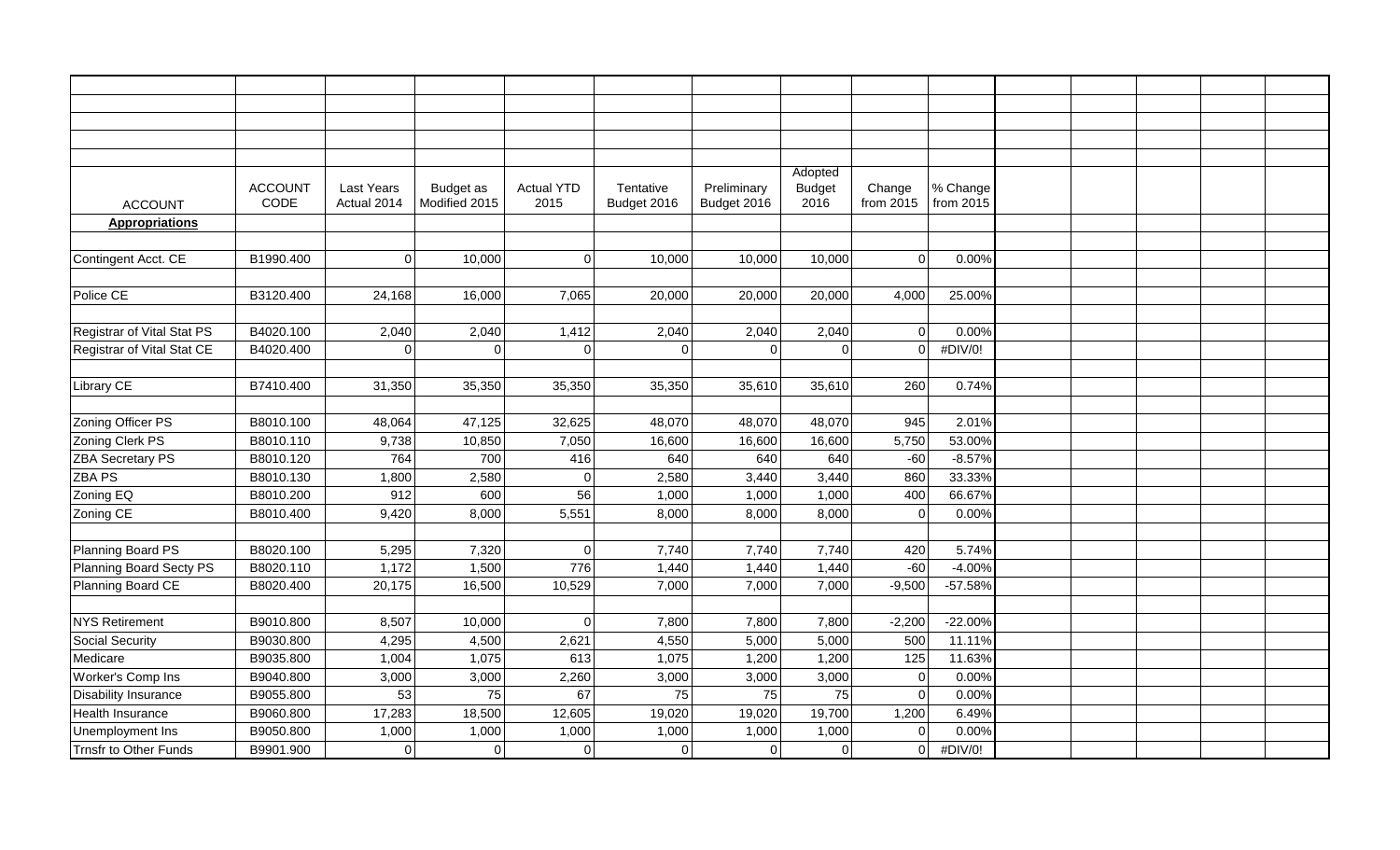| ACCOUNT | ACCOUNT CODE | Last Years Actual 2014 | Budget as Modified 2015 | Actual YTD 2015 | Tentative Budget 2016 | Preliminary Budget 2016 | Adopted Budget 2016 | Change from 2015 | % Change from 2015 |
|---|---|---|---|---|---|---|---|---|---|
| **Appropriations** | | | | | | | | | |
| | | | | | | | | | |
| Contingent Acct. CE | B1990.400 | 0 | 10,000 | 0 | 10,000 | 10,000 | 10,000 | 0 | 0.00% |
| | | | | | | | | | |
| Police CE | B3120.400 | 24,168 | 16,000 | 7,065 | 20,000 | 20,000 | 20,000 | 4,000 | 25.00% |
| | | | | | | | | | |
| Registrar of Vital Stat PS | B4020.100 | 2,040 | 2,040 | 1,412 | 2,040 | 2,040 | 2,040 | 0 | 0.00% |
| Registrar of Vital Stat CE | B4020.400 | 0 | 0 | 0 | 0 | 0 | 0 | 0 | #DIV/0! |
| | | | | | | | | | |
| Library CE | B7410.400 | 31,350 | 35,350 | 35,350 | 35,350 | 35,610 | 35,610 | 260 | 0.74% |
| | | | | | | | | | |
| Zoning Officer PS | B8010.100 | 48,064 | 47,125 | 32,625 | 48,070 | 48,070 | 48,070 | 945 | 2.01% |
| Zoning Clerk PS | B8010.110 | 9,738 | 10,850 | 7,050 | 16,600 | 16,600 | 16,600 | 5,750 | 53.00% |
| ZBA Secretary PS | B8010.120 | 764 | 700 | 416 | 640 | 640 | 640 | -60 | -8.57% |
| ZBA PS | B8010.130 | 1,800 | 2,580 | 0 | 2,580 | 3,440 | 3,440 | 860 | 33.33% |
| Zoning EQ | B8010.200 | 912 | 600 | 56 | 1,000 | 1,000 | 1,000 | 400 | 66.67% |
| Zoning CE | B8010.400 | 9,420 | 8,000 | 5,551 | 8,000 | 8,000 | 8,000 | 0 | 0.00% |
| | | | | | | | | | |
| Planning Board PS | B8020.100 | 5,295 | 7,320 | 0 | 7,740 | 7,740 | 7,740 | 420 | 5.74% |
| Planning Board Secty PS | B8020.110 | 1,172 | 1,500 | 776 | 1,440 | 1,440 | 1,440 | -60 | -4.00% |
| Planning Board CE | B8020.400 | 20,175 | 16,500 | 10,529 | 7,000 | 7,000 | 7,000 | -9,500 | -57.58% |
| | | | | | | | | | |
| NYS Retirement | B9010.800 | 8,507 | 10,000 | 0 | 7,800 | 7,800 | 7,800 | -2,200 | -22.00% |
| Social Security | B9030.800 | 4,295 | 4,500 | 2,621 | 4,550 | 5,000 | 5,000 | 500 | 11.11% |
| Medicare | B9035.800 | 1,004 | 1,075 | 613 | 1,075 | 1,200 | 1,200 | 125 | 11.63% |
| Worker's Comp Ins | B9040.800 | 3,000 | 3,000 | 2,260 | 3,000 | 3,000 | 3,000 | 0 | 0.00% |
| Disability Insurance | B9055.800 | 53 | 75 | 67 | 75 | 75 | 75 | 0 | 0.00% |
| Health Insurance | B9060.800 | 17,283 | 18,500 | 12,605 | 19,020 | 19,020 | 19,700 | 1,200 | 6.49% |
| Unemployment Ins | B9050.800 | 1,000 | 1,000 | 1,000 | 1,000 | 1,000 | 1,000 | 0 | 0.00% |
| Trnsfr to Other Funds | B9901.900 | 0 | 0 | 0 | 0 | 0 | 0 | 0 | #DIV/0! |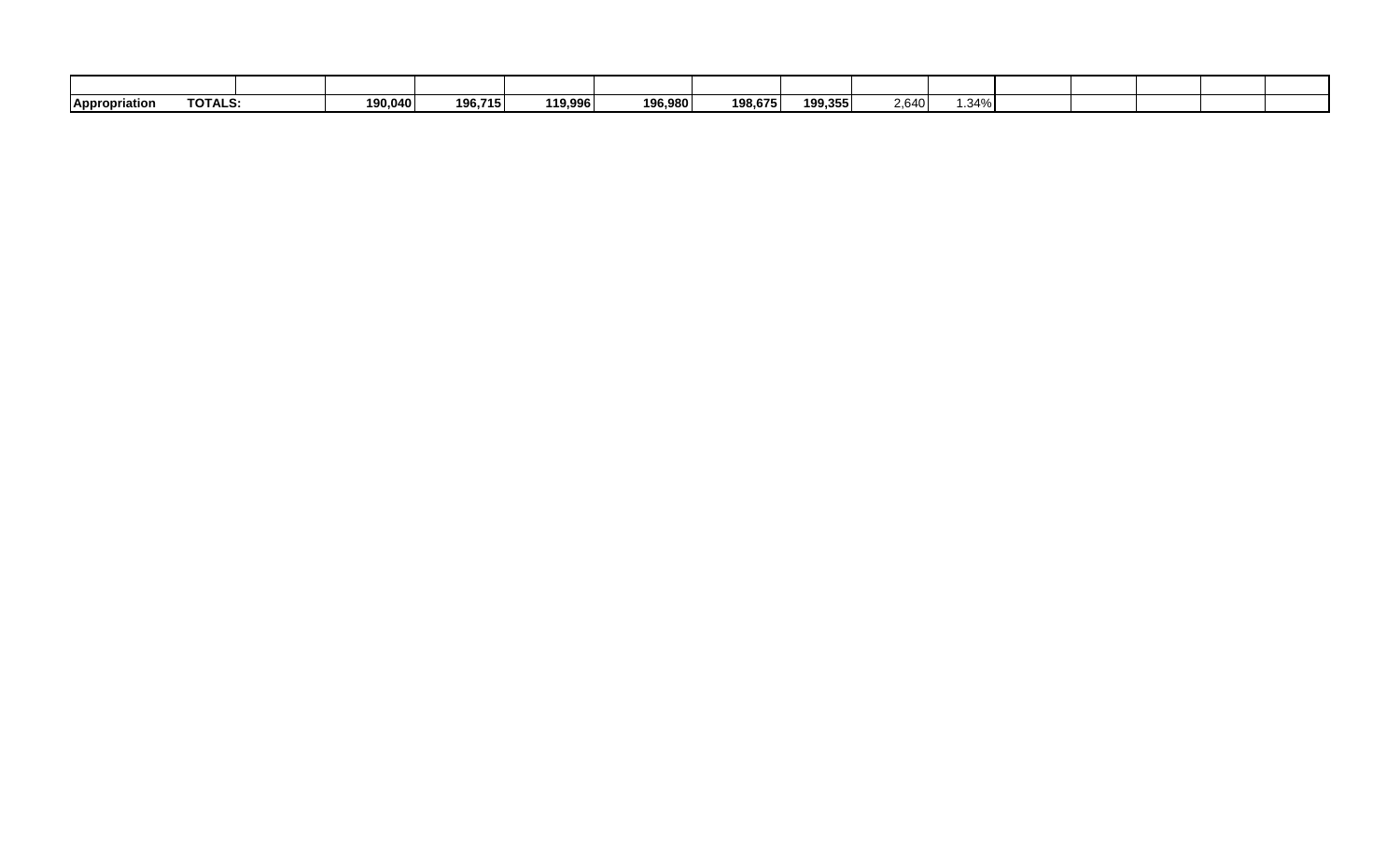| | | | | | | | | | | | | | | |
|---|---|---|---|---|---|---|---|---|---|---|---|---|---|---|
| **Appropriation** | **TOTALS:** | **190,040** | **196,715** | **119,996** | **196,980** | **198,675** | **199,355** | 2,640 | 1.34% | | | | | |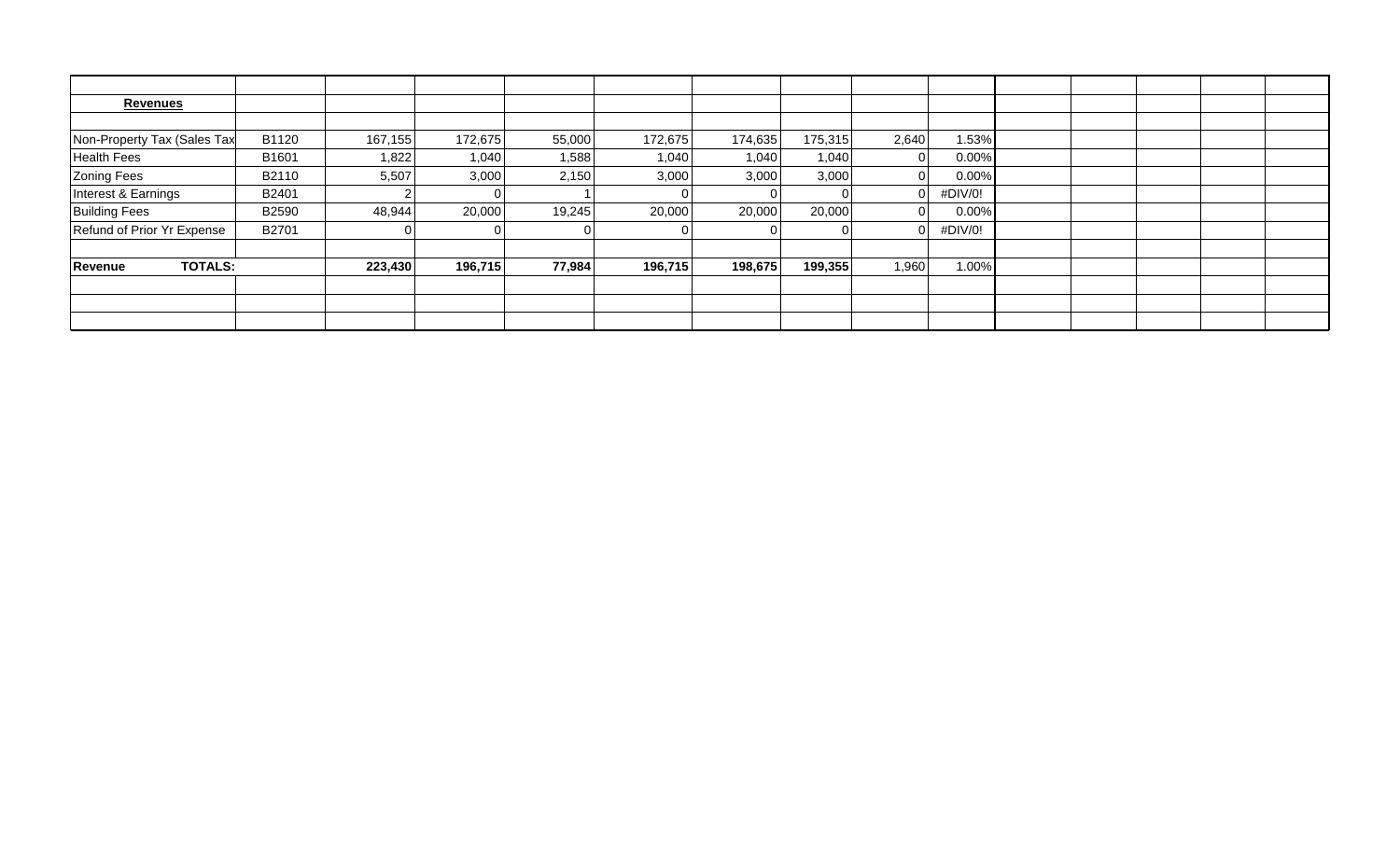| | | | | | | | | | | | | | | |
|---|---|---|---|---|---|---|---|---|---|---|---|---|---|---|
| **Revenues** | | | | | | | | | | | | | | |
| | | | | | | | | | | | | | | |
| Non-Property Tax (Sales Tax | B1120 | 167,155 | 172,675 | 55,000 | 172,675 | 174,635 | 175,315 | 2,640 | 1.53% | | | | | |
| Health Fees | B1601 | 1,822 | 1,040 | 1,588 | 1,040 | 1,040 | 1,040 | 0 | 0.00% | | | | | |
| Zoning Fees | B2110 | 5,507 | 3,000 | 2,150 | 3,000 | 3,000 | 3,000 | 0 | 0.00% | | | | | |
| Interest & Earnings | B2401 | 2 | 0 | 1 | 0 | 0 | 0 | 0 | #DIV/0! | | | | | |
| Building Fees | B2590 | 48,944 | 20,000 | 19,245 | 20,000 | 20,000 | 20,000 | 0 | 0.00% | | | | | |
| Refund of Prior Yr Expense | B2701 | 0 | 0 | 0 | 0 | 0 | 0 | 0 | #DIV/0! | | | | | |
| | | | | | | | | | | | | | | |
| **Revenue TOTALS:** | | **223,430** | **196,715** | **77,984** | **196,715** | **198,675** | **199,355** | 1,960 | 1.00% | | | | | |
| | | | | | | | | | | | | | | |
| | | | | | | | | | | | | | | |
| | | | | | | | | | | | | | | |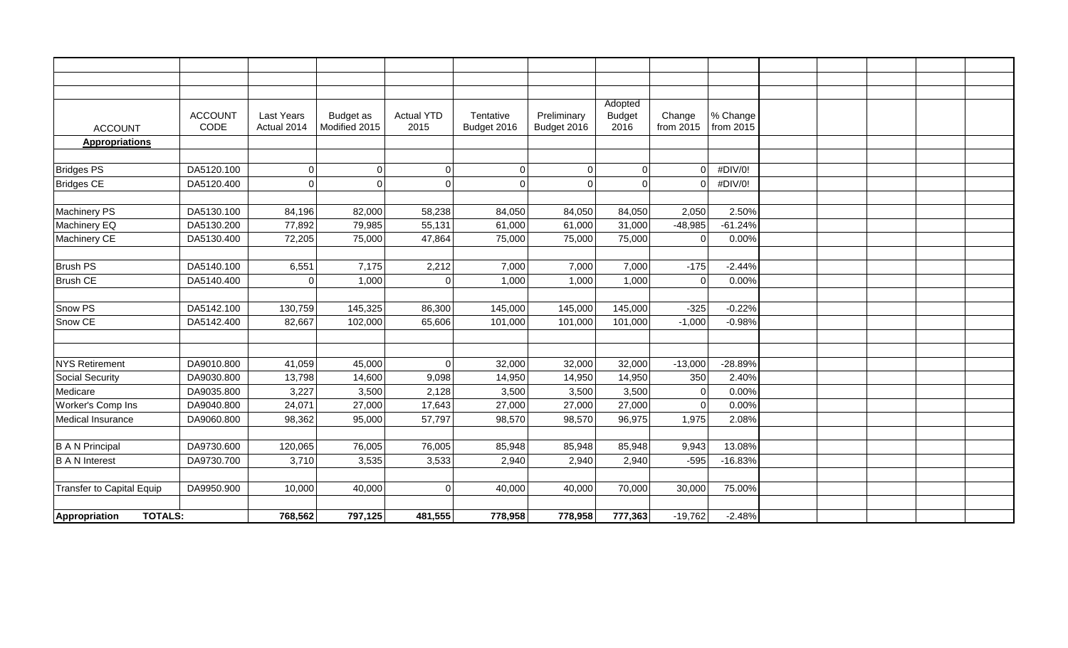| ACCOUNT | ACCOUNT CODE | Last Years Actual 2014 | Budget as Modified 2015 | Actual YTD 2015 | Tentative Budget 2016 | Preliminary Budget 2016 | Adopted Budget 2016 | Change from 2015 | % Change from 2015 |
|---|---|---|---|---|---|---|---|---|---|
| **Appropriations** | | | | | | | | | |
| Bridges PS | DA5120.100 | 0 | 0 | 0 | 0 | 0 | 0 | 0 | #DIV/0! |
| Bridges CE | DA5120.400 | 0 | 0 | 0 | 0 | 0 | 0 | 0 | #DIV/0! |
| Machinery PS | DA5130.100 | 84,196 | 82,000 | 58,238 | 84,050 | 84,050 | 84,050 | 2,050 | 2.50% |
| Machinery EQ | DA5130.200 | 77,892 | 79,985 | 55,131 | 61,000 | 61,000 | 31,000 | -48,985 | -61.24% |
| Machinery CE | DA5130.400 | 72,205 | 75,000 | 47,864 | 75,000 | 75,000 | 75,000 | 0 | 0.00% |
| Brush PS | DA5140.100 | 6,551 | 7,175 | 2,212 | 7,000 | 7,000 | 7,000 | -175 | -2.44% |
| Brush CE | DA5140.400 | 0 | 1,000 | 0 | 1,000 | 1,000 | 1,000 | 0 | 0.00% |
| Snow PS | DA5142.100 | 130,759 | 145,325 | 86,300 | 145,000 | 145,000 | 145,000 | -325 | -0.22% |
| Snow CE | DA5142.400 | 82,667 | 102,000 | 65,606 | 101,000 | 101,000 | 101,000 | -1,000 | -0.98% |
| NYS Retirement | DA9010.800 | 41,059 | 45,000 | 0 | 32,000 | 32,000 | 32,000 | -13,000 | -28.89% |
| Social Security | DA9030.800 | 13,798 | 14,600 | 9,098 | 14,950 | 14,950 | 14,950 | 350 | 2.40% |
| Medicare | DA9035.800 | 3,227 | 3,500 | 2,128 | 3,500 | 3,500 | 3,500 | 0 | 0.00% |
| Worker's Comp Ins | DA9040.800 | 24,071 | 27,000 | 17,643 | 27,000 | 27,000 | 27,000 | 0 | 0.00% |
| Medical Insurance | DA9060.800 | 98,362 | 95,000 | 57,797 | 98,570 | 98,570 | 96,975 | 1,975 | 2.08% |
| B A N Principal | DA9730.600 | 120,065 | 76,005 | 76,005 | 85,948 | 85,948 | 85,948 | 9,943 | 13.08% |
| B A N Interest | DA9730.700 | 3,710 | 3,535 | 3,533 | 2,940 | 2,940 | 2,940 | -595 | -16.83% |
| Transfer to Capital Equip | DA9950.900 | 10,000 | 40,000 | 0 | 40,000 | 40,000 | 70,000 | 30,000 | 75.00% |
| **Appropriation TOTALS:** | | **768,562** | **797,125** | **481,555** | **778,958** | **778,958** | **777,363** | -19,762 | -2.48% |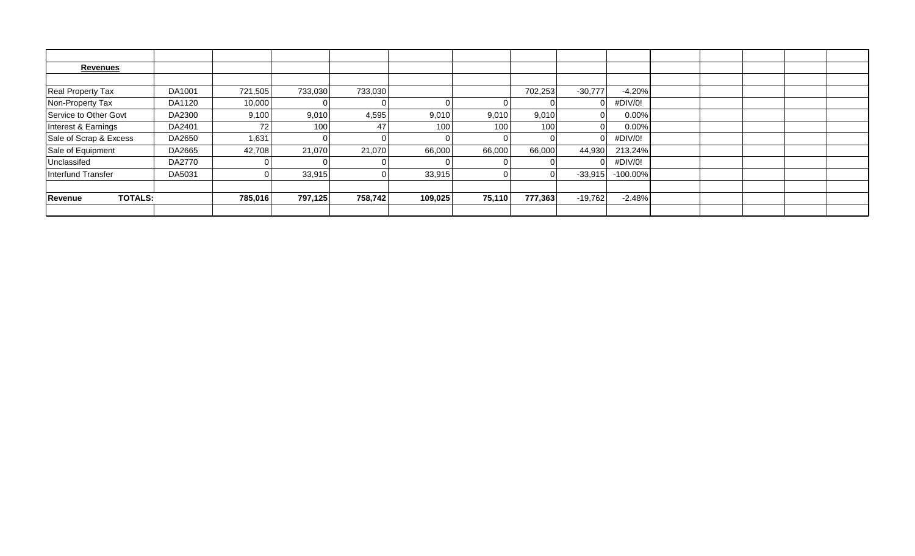| | | | | | | | | | | | | | | |
|---|---|---|---|---|---|---|---|---|---|---|---|---|---|---|
| **Revenues** | | | | | | | | | | | | | | |
| | | | | | | | | | | | | | | |
| Real Property Tax | DA1001 | 721,505 | 733,030 | 733,030 | | | 702,253 | -30,777 | -4.20% | | | | | |
| Non-Property Tax | DA1120 | 10,000 | 0 | 0 | 0 | 0 | 0 | 0 | #DIV/0! | | | | | |
| Service to Other Govt | DA2300 | 9,100 | 9,010 | 4,595 | 9,010 | 9,010 | 9,010 | 0 | 0.00% | | | | | |
| Interest & Earnings | DA2401 | 72 | 100 | 47 | 100 | 100 | 100 | 0 | 0.00% | | | | | |
| Sale of Scrap & Excess | DA2650 | 1,631 | 0 | 0 | 0 | 0 | 0 | 0 | #DIV/0! | | | | | |
| Sale of Equipment | DA2665 | 42,708 | 21,070 | 21,070 | 66,000 | 66,000 | 66,000 | 44,930 | 213.24% | | | | | |
| Unclassifed | DA2770 | 0 | 0 | 0 | 0 | 0 | 0 | 0 | #DIV/0! | | | | | |
| Interfund Transfer | DA5031 | 0 | 33,915 | 0 | 33,915 | 0 | 0 | -33,915 | -100.00% | | | | | |
| | | | | | | | | | | | | | | |
| **Revenue TOTALS:** | | **785,016** | **797,125** | **758,742** | **109,025** | **75,110** | **777,363** | -19,762 | -2.48% | | | | | |
| | | | | | | | | | | | | | | |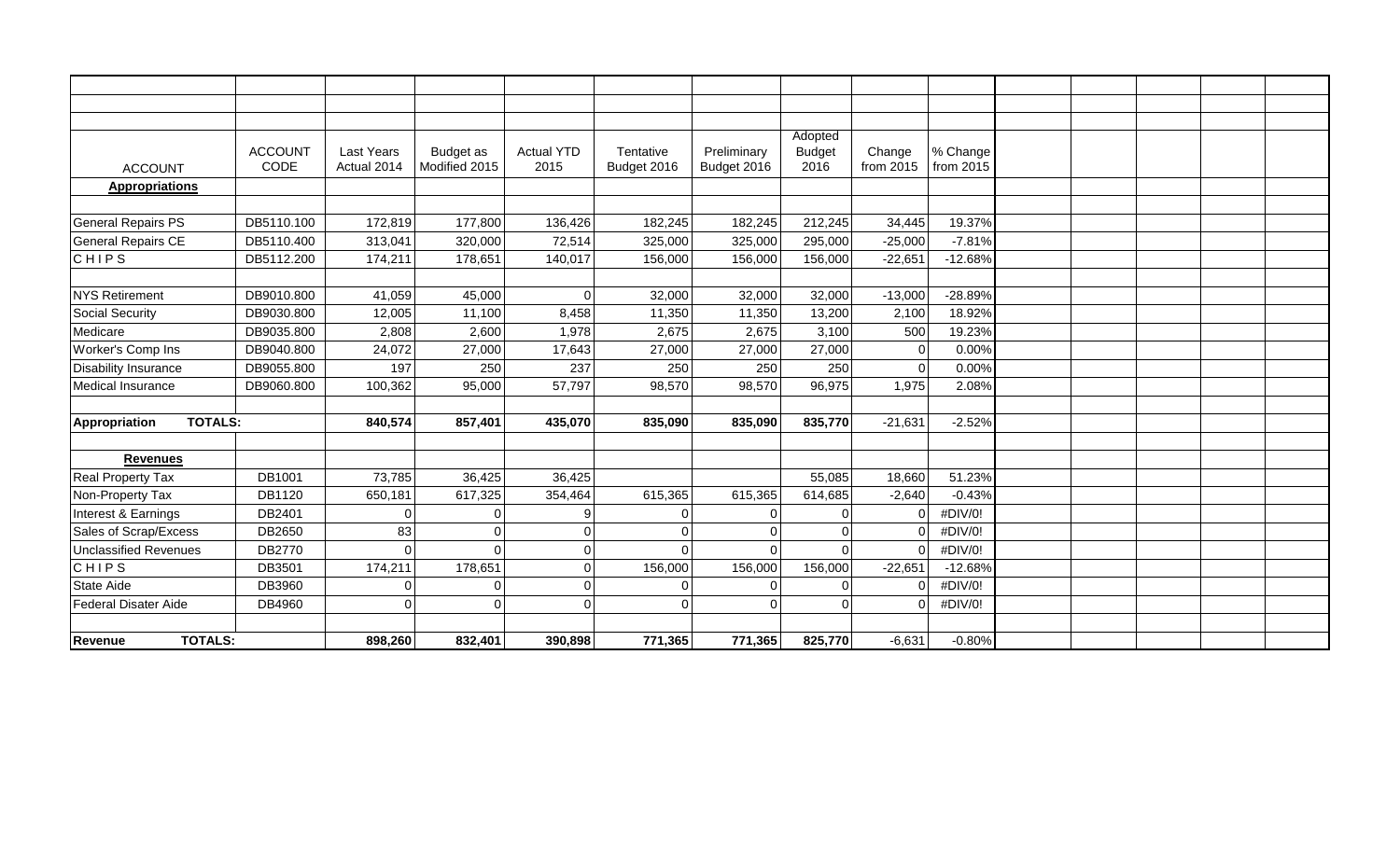| ACCOUNT | ACCOUNT CODE | Last Years Actual 2014 | Budget as Modified 2015 | Actual YTD 2015 | Tentative Budget 2016 | Preliminary Budget 2016 | Adopted Budget 2016 | Change from 2015 | % Change from 2015 |
|---|---|---|---|---|---|---|---|---|---|
| **Appropriations** | | | | | | | | | |
| | | | | | | | | | |
| General Repairs PS | DB5110.100 | 172,819 | 177,800 | 136,426 | 182,245 | 182,245 | 212,245 | 34,445 | 19.37% |
| General Repairs CE | DB5110.400 | 313,041 | 320,000 | 72,514 | 325,000 | 325,000 | 295,000 | -25,000 | -7.81% |
| C H I P S | DB5112.200 | 174,211 | 178,651 | 140,017 | 156,000 | 156,000 | 156,000 | -22,651 | -12.68% |
| | | | | | | | | | |
| NYS Retirement | DB9010.800 | 41,059 | 45,000 | 0 | 32,000 | 32,000 | 32,000 | -13,000 | -28.89% |
| Social Security | DB9030.800 | 12,005 | 11,100 | 8,458 | 11,350 | 11,350 | 13,200 | 2,100 | 18.92% |
| Medicare | DB9035.800 | 2,808 | 2,600 | 1,978 | 2,675 | 2,675 | 3,100 | 500 | 19.23% |
| Worker's Comp Ins | DB9040.800 | 24,072 | 27,000 | 17,643 | 27,000 | 27,000 | 27,000 | 0 | 0.00% |
| Disability Insurance | DB9055.800 | 197 | 250 | 237 | 250 | 250 | 250 | 0 | 0.00% |
| Medical Insurance | DB9060.800 | 100,362 | 95,000 | 57,797 | 98,570 | 98,570 | 96,975 | 1,975 | 2.08% |
| | | | | | | | | | |
| **Appropriation TOTALS:** | | **840,574** | **857,401** | **435,070** | **835,090** | **835,090** | **835,770** | -21,631 | -2.52% |
| | | | | | | | | | |
| **Revenues** | | | | | | | | | |
| Real Property Tax | DB1001 | 73,785 | 36,425 | 36,425 | | | 55,085 | 18,660 | 51.23% |
| Non-Property Tax | DB1120 | 650,181 | 617,325 | 354,464 | 615,365 | 615,365 | 614,685 | -2,640 | -0.43% |
| Interest & Earnings | DB2401 | 0 | 0 | 9 | 0 | 0 | 0 | 0 | #DIV/0! |
| Sales of Scrap/Excess | DB2650 | 83 | 0 | 0 | 0 | 0 | 0 | 0 | #DIV/0! |
| Unclassified Revenues | DB2770 | 0 | 0 | 0 | 0 | 0 | 0 | 0 | #DIV/0! |
| C H I P S | DB3501 | 174,211 | 178,651 | 0 | 156,000 | 156,000 | 156,000 | -22,651 | -12.68% |
| State Aide | DB3960 | 0 | 0 | 0 | 0 | 0 | 0 | 0 | #DIV/0! |
| Federal Disater Aide | DB4960 | 0 | 0 | 0 | 0 | 0 | 0 | 0 | #DIV/0! |
| | | | | | | | | | |
| **Revenue TOTALS:** | | **898,260** | **832,401** | **390,898** | **771,365** | **771,365** | **825,770** | -6,631 | -0.80% |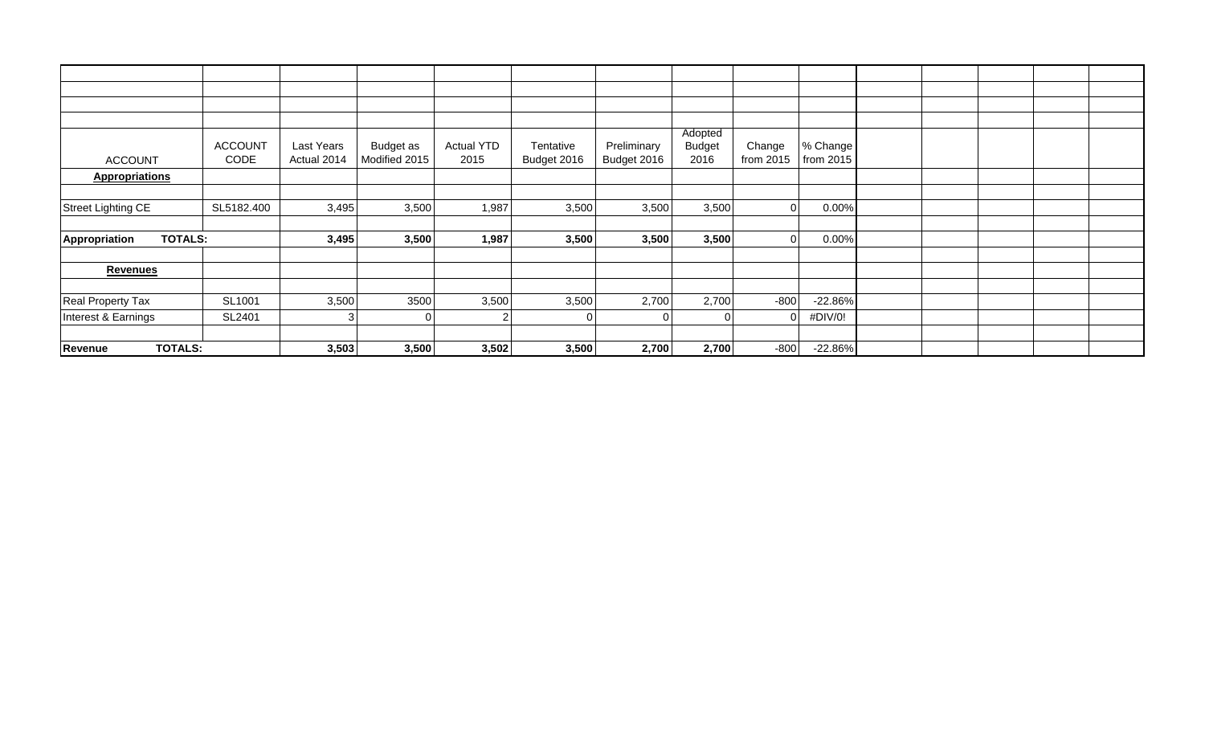| ACCOUNT | ACCOUNT CODE | Last Years Actual 2014 | Budget as Modified 2015 | Actual YTD 2015 | Tentative Budget 2016 | Preliminary Budget 2016 | Adopted Budget 2016 | Change from 2015 | % Change from 2015 |
|---|---|---|---|---|---|---|---|---|---|
| **Appropriations** | | | | | | | | | |
| | | | | | | | | | |
| Street Lighting CE | SL5182.400 | 3,495 | 3,500 | 1,987 | 3,500 | 3,500 | 3,500 | 0 | 0.00% |
| | | | | | | | | | |
| **Appropriation TOTALS:** | | **3,495** | **3,500** | **1,987** | **3,500** | **3,500** | **3,500** | 0 | 0.00% |
| | | | | | | | | | |
| **Revenues** | | | | | | | | | |
| | | | | | | | | | |
| Real Property Tax | SL1001 | 3,500 | 3500 | 3,500 | 3,500 | 2,700 | 2,700 | -800 | -22.86% |
| Interest & Earnings | SL2401 | 3 | 0 | 2 | 0 | 0 | 0 | 0 | #DIV/0! |
| | | | | | | | | | |
| **Revenue TOTALS:** | | **3,503** | **3,500** | **3,502** | **3,500** | **2,700** | **2,700** | -800 | -22.86% |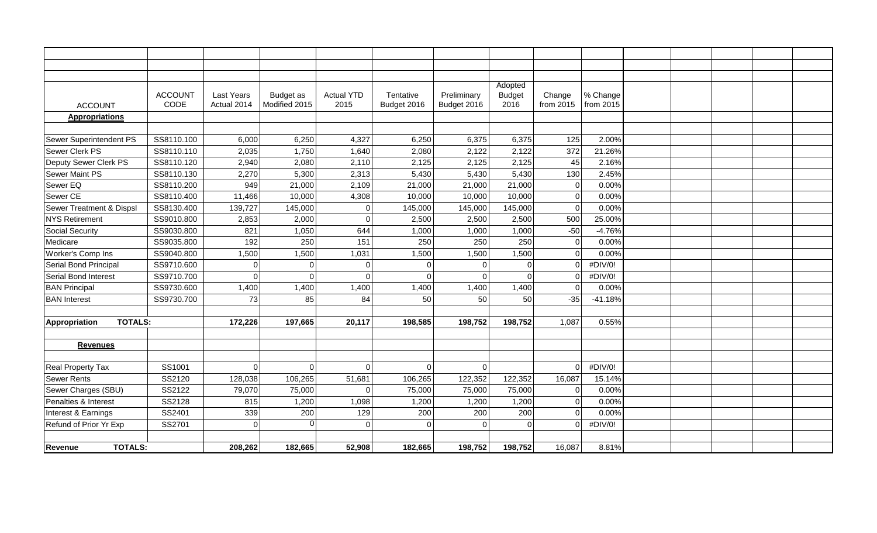| ACCOUNT | ACCOUNT CODE | Last Years Actual 2014 | Budget as Modified 2015 | Actual YTD 2015 | Tentative Budget 2016 | Preliminary Budget 2016 | Adopted Budget 2016 | Change from 2015 | % Change from 2015 |
|---|---|---|---|---|---|---|---|---|---|
| **Appropriations** | | | | | | | | | |
| Sewer Superintendent PS | SS8110.100 | 6,000 | 6,250 | 4,327 | 6,250 | 6,375 | 6,375 | 125 | 2.00% |
| Sewer Clerk PS | SS8110.110 | 2,035 | 1,750 | 1,640 | 2,080 | 2,122 | 2,122 | 372 | 21.26% |
| Deputy Sewer Clerk PS | SS8110.120 | 2,940 | 2,080 | 2,110 | 2,125 | 2,125 | 2,125 | 45 | 2.16% |
| Sewer Maint PS | SS8110.130 | 2,270 | 5,300 | 2,313 | 5,430 | 5,430 | 5,430 | 130 | 2.45% |
| Sewer EQ | SS8110.200 | 949 | 21,000 | 2,109 | 21,000 | 21,000 | 21,000 | 0 | 0.00% |
| Sewer CE | SS8110.400 | 11,466 | 10,000 | 4,308 | 10,000 | 10,000 | 10,000 | 0 | 0.00% |
| Sewer Treatment & Dispsl | SS8130.400 | 139,727 | 145,000 | 0 | 145,000 | 145,000 | 145,000 | 0 | 0.00% |
| NYS Retirement | SS9010.800 | 2,853 | 2,000 | 0 | 2,500 | 2,500 | 2,500 | 500 | 25.00% |
| Social Security | SS9030.800 | 821 | 1,050 | 644 | 1,000 | 1,000 | 1,000 | -50 | -4.76% |
| Medicare | SS9035.800 | 192 | 250 | 151 | 250 | 250 | 250 | 0 | 0.00% |
| Worker's Comp Ins | SS9040.800 | 1,500 | 1,500 | 1,031 | 1,500 | 1,500 | 1,500 | 0 | 0.00% |
| Serial Bond Principal | SS9710.600 | 0 | 0 | 0 | 0 | 0 | 0 | 0 | #DIV/0! |
| Serial Bond Interest | SS9710.700 | 0 | 0 | 0 | 0 | 0 | 0 | 0 | #DIV/0! |
| BAN Principal | SS9730.600 | 1,400 | 1,400 | 1,400 | 1,400 | 1,400 | 1,400 | 0 | 0.00% |
| BAN Interest | SS9730.700 | 73 | 85 | 84 | 50 | 50 | 50 | -35 | -41.18% |
| **Appropriation TOTALS:** | | **172,226** | **197,665** | **20,117** | **198,585** | **198,752** | **198,752** | 1,087 | 0.55% |
| **Revenues** | | | | | | | | | |
| Real Property Tax | SS1001 | 0 | 0 | 0 | 0 | 0 | | 0 | #DIV/0! |
| Sewer Rents | SS2120 | 128,038 | 106,265 | 51,681 | 106,265 | 122,352 | 122,352 | 16,087 | 15.14% |
| Sewer Charges (SBU) | SS2122 | 79,070 | 75,000 | 0 | 75,000 | 75,000 | 75,000 | 0 | 0.00% |
| Penalties & Interest | SS2128 | 815 | 1,200 | 1,098 | 1,200 | 1,200 | 1,200 | 0 | 0.00% |
| Interest & Earnings | SS2401 | 339 | 200 | 129 | 200 | 200 | 200 | 0 | 0.00% |
| Refund of Prior Yr Exp | SS2701 | 0 | 0 | 0 | 0 | 0 | 0 | 0 | #DIV/0! |
| **Revenue TOTALS:** | | **208,262** | **182,665** | **52,908** | **182,665** | **198,752** | **198,752** | 16,087 | 8.81% |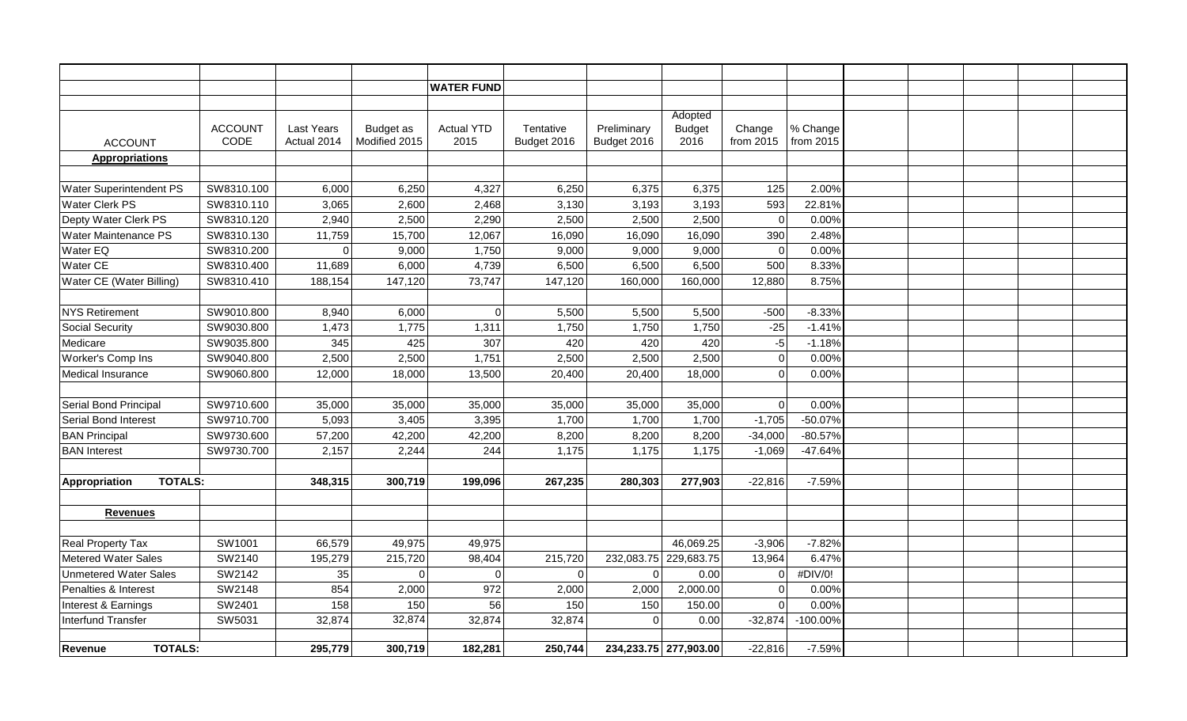## WATER FUND

| ACCOUNT | ACCOUNT CODE | Last Years Actual 2014 | Budget as Modified 2015 | Actual YTD 2015 | Tentative Budget 2016 | Preliminary Budget 2016 | Adopted Budget 2016 | Change from 2015 | % Change from 2015 |
|---|---|---|---|---|---|---|---|---|---|
| **Appropriations** | | | | | | | | | |
| Water Superintendent PS | SW8310.100 | 6,000 | 6,250 | 4,327 | 6,250 | 6,375 | 6,375 | 125 | 2.00% |
| Water Clerk PS | SW8310.110 | 3,065 | 2,600 | 2,468 | 3,130 | 3,193 | 3,193 | 593 | 22.81% |
| Depty Water Clerk PS | SW8310.120 | 2,940 | 2,500 | 2,290 | 2,500 | 2,500 | 2,500 | 0 | 0.00% |
| Water Maintenance PS | SW8310.130 | 11,759 | 15,700 | 12,067 | 16,090 | 16,090 | 16,090 | 390 | 2.48% |
| Water EQ | SW8310.200 | 0 | 9,000 | 1,750 | 9,000 | 9,000 | 9,000 | 0 | 0.00% |
| Water CE | SW8310.400 | 11,689 | 6,000 | 4,739 | 6,500 | 6,500 | 6,500 | 500 | 8.33% |
| Water CE (Water Billing) | SW8310.410 | 188,154 | 147,120 | 73,747 | 147,120 | 160,000 | 160,000 | 12,880 | 8.75% |
| NYS Retirement | SW9010.800 | 8,940 | 6,000 | 0 | 5,500 | 5,500 | 5,500 | -500 | -8.33% |
| Social Security | SW9030.800 | 1,473 | 1,775 | 1,311 | 1,750 | 1,750 | 1,750 | -25 | -1.41% |
| Medicare | SW9035.800 | 345 | 425 | 307 | 420 | 420 | 420 | -5 | -1.18% |
| Worker's Comp Ins | SW9040.800 | 2,500 | 2,500 | 1,751 | 2,500 | 2,500 | 2,500 | 0 | 0.00% |
| Medical Insurance | SW9060.800 | 12,000 | 18,000 | 13,500 | 20,400 | 20,400 | 18,000 | 0 | 0.00% |
| Serial Bond Principal | SW9710.600 | 35,000 | 35,000 | 35,000 | 35,000 | 35,000 | 35,000 | 0 | 0.00% |
| Serial Bond Interest | SW9710.700 | 5,093 | 3,405 | 3,395 | 1,700 | 1,700 | 1,700 | -1,705 | -50.07% |
| BAN Principal | SW9730.600 | 57,200 | 42,200 | 42,200 | 8,200 | 8,200 | 8,200 | -34,000 | -80.57% |
| BAN Interest | SW9730.700 | 2,157 | 2,244 | 244 | 1,175 | 1,175 | 1,175 | -1,069 | -47.64% |
| **Appropriation TOTALS:** | | **348,315** | **300,719** | **199,096** | **267,235** | **280,303** | **277,903** | -22,816 | -7.59% |
| **Revenues** | | | | | | | | | |
| Real Property Tax | SW1001 | 66,579 | 49,975 | 49,975 | | | 46,069.25 | -3,906 | -7.82% |
| Metered Water Sales | SW2140 | 195,279 | 215,720 | 98,404 | 215,720 | 232,083.75 | 229,683.75 | 13,964 | 6.47% |
| Unmetered Water Sales | SW2142 | 35 | 0 | 0 | 0 | 0 | 0.00 | 0 | #DIV/0! |
| Penalties & Interest | SW2148 | 854 | 2,000 | 972 | 2,000 | 2,000 | 2,000.00 | 0 | 0.00% |
| Interest & Earnings | SW2401 | 158 | 150 | 56 | 150 | 150 | 150.00 | 0 | 0.00% |
| Interfund Transfer | SW5031 | 32,874 | 32,874 | 32,874 | 32,874 | 0 | 0.00 | -32,874 | -100.00% |
| **Revenue TOTALS:** | | **295,779** | **300,719** | **182,281** | **250,744** | **234,233.75** | **277,903.00** | -22,816 | -7.59% |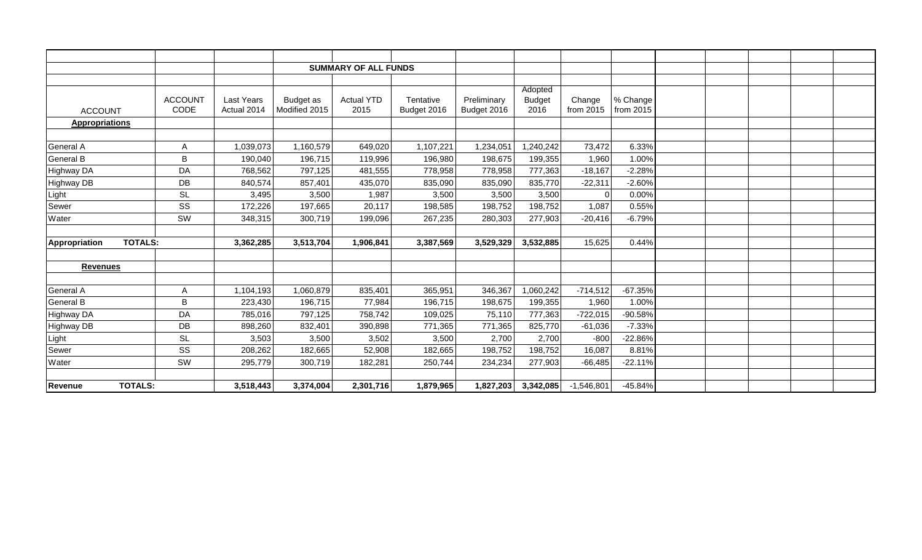## SUMMARY OF ALL FUNDS

| ACCOUNT | ACCOUNT CODE | Last Years Actual 2014 | Budget as Modified 2015 | Actual YTD 2015 | Tentative Budget 2016 | Preliminary Budget 2016 | Adopted Budget 2016 | Change from 2015 | % Change from 2015 |
|---|---|---|---|---|---|---|---|---|---|
| **Appropriations** | | | | | | | | | |
| General A | A | 1,039,073 | 1,160,579 | 649,020 | 1,107,221 | 1,234,051 | 1,240,242 | 73,472 | 6.33% |
| General B | B | 190,040 | 196,715 | 119,996 | 196,980 | 198,675 | 199,355 | 1,960 | 1.00% |
| Highway DA | DA | 768,562 | 797,125 | 481,555 | 778,958 | 778,958 | 777,363 | -18,167 | -2.28% |
| Highway DB | DB | 840,574 | 857,401 | 435,070 | 835,090 | 835,090 | 835,770 | -22,311 | -2.60% |
| Light | SL | 3,495 | 3,500 | 1,987 | 3,500 | 3,500 | 3,500 | 0 | 0.00% |
| Sewer | SS | 172,226 | 197,665 | 20,117 | 198,585 | 198,752 | 198,752 | 1,087 | 0.55% |
| Water | SW | 348,315 | 300,719 | 199,096 | 267,235 | 280,303 | 277,903 | -20,416 | -6.79% |
| **Appropriation TOTALS:** | | **3,362,285** | **3,513,704** | **1,906,841** | **3,387,569** | **3,529,329** | **3,532,885** | 15,625 | 0.44% |
| **Revenues** | | | | | | | | | |
| General A | A | 1,104,193 | 1,060,879 | 835,401 | 365,951 | 346,367 | 1,060,242 | -714,512 | -67.35% |
| General B | B | 223,430 | 196,715 | 77,984 | 196,715 | 198,675 | 199,355 | 1,960 | 1.00% |
| Highway DA | DA | 785,016 | 797,125 | 758,742 | 109,025 | 75,110 | 777,363 | -722,015 | -90.58% |
| Highway DB | DB | 898,260 | 832,401 | 390,898 | 771,365 | 771,365 | 825,770 | -61,036 | -7.33% |
| Light | SL | 3,503 | 3,500 | 3,502 | 3,500 | 2,700 | 2,700 | -800 | -22.86% |
| Sewer | SS | 208,262 | 182,665 | 52,908 | 182,665 | 198,752 | 198,752 | 16,087 | 8.81% |
| Water | SW | 295,779 | 300,719 | 182,281 | 250,744 | 234,234 | 277,903 | -66,485 | -22.11% |
| **Revenue TOTALS:** | | **3,518,443** | **3,374,004** | **2,301,716** | **1,879,965** | **1,827,203** | **3,342,085** | -1,546,801 | -45.84% |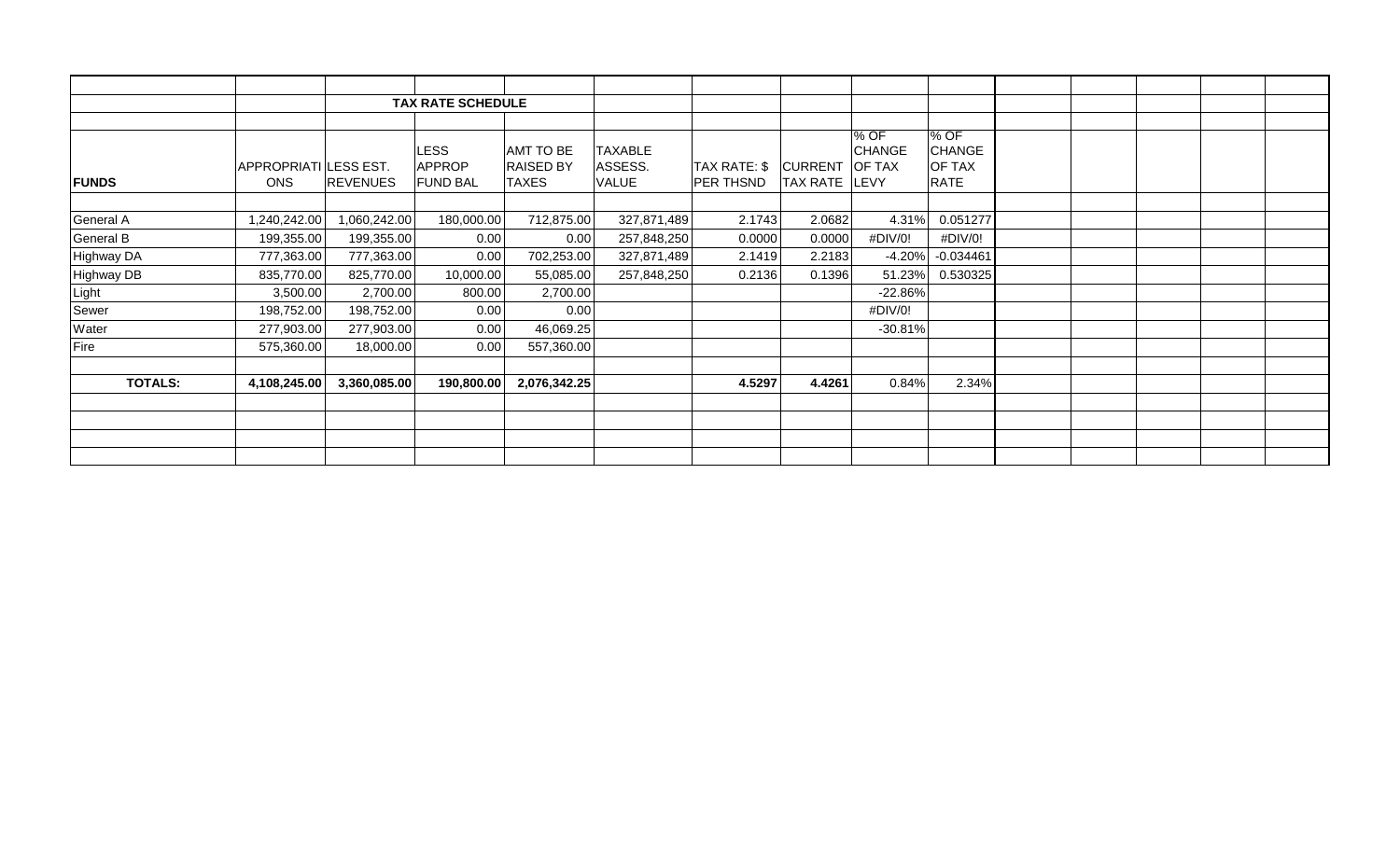## TAX RATE SCHEDULE

| FUNDS | APPROPRIATIONS | LESS EST. REVENUES | LESS APPROP FUND BAL | AMT TO BE RAISED BY TAXES | TAXABLE ASSESS. VALUE | TAX RATE: $ PER THSND | CURRENT TAX RATE | % OF CHANGE OF TAX LEVY | % OF CHANGE OF TAX RATE |
|---|---|---|---|---|---|---|---|---|---|
| General A | 1,240,242.00 | 1,060,242.00 | 180,000.00 | 712,875.00 | 327,871,489 | 2.1743 | 2.0682 | 4.31% | 0.051277 |
| General B | 199,355.00 | 199,355.00 | 0.00 | 0.00 | 257,848,250 | 0.0000 | 0.0000 | #DIV/0! | #DIV/0! |
| Highway DA | 777,363.00 | 777,363.00 | 0.00 | 702,253.00 | 327,871,489 | 2.1419 | 2.2183 | -4.20% | -0.034461 |
| Highway DB | 835,770.00 | 825,770.00 | 10,000.00 | 55,085.00 | 257,848,250 | 0.2136 | 0.1396 | 51.23% | 0.530325 |
| Light | 3,500.00 | 2,700.00 | 800.00 | 2,700.00 | | | | -22.86% | |
| Sewer | 198,752.00 | 198,752.00 | 0.00 | 0.00 | | | | #DIV/0! | |
| Water | 277,903.00 | 277,903.00 | 0.00 | 46,069.25 | | | | -30.81% | |
| Fire | 575,360.00 | 18,000.00 | 0.00 | 557,360.00 | | | | | |
| **TOTALS:** | **4,108,245.00** | **3,360,085.00** | **190,800.00** | **2,076,342.25** | | **4.5297** | **4.4261** | 0.84% | 2.34% |